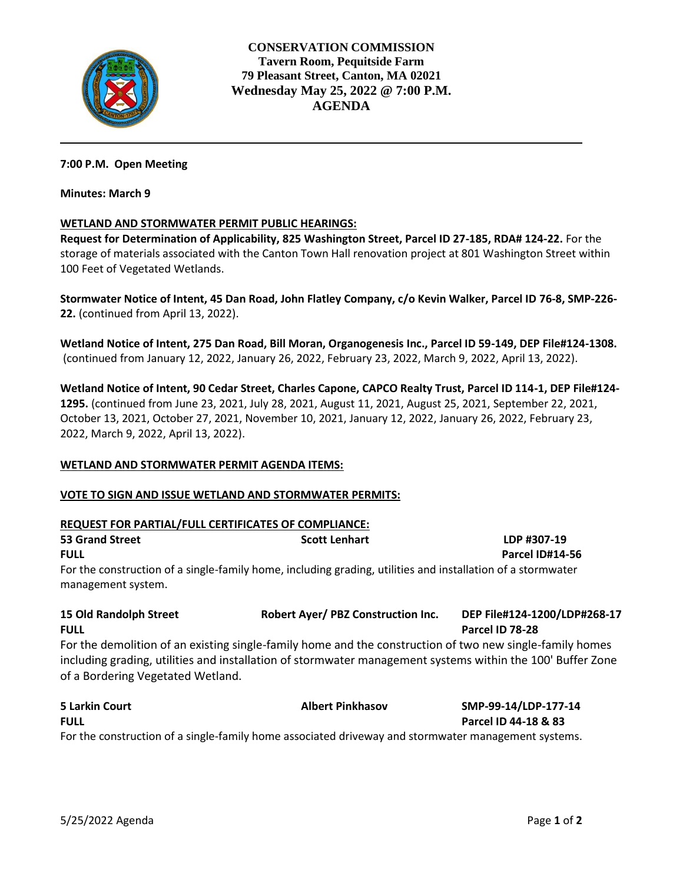# CONSERVATION COMMISSION
**Tavern Room, Pequitside Farm**
**79 Pleasant Street, Canton, MA 02021**
**Wednesday May 25, 2022 @ 7:00 P.M.**
**AGENDA**

---

**7:00 P.M. Open Meeting**

**Minutes: March 9**

**WETLAND AND STORMWATER PERMIT PUBLIC HEARINGS:**

**Request for Determination of Applicability, 825 Washington Street, Parcel ID 27-185, RDA# 124-22.** For the storage of materials associated with the Canton Town Hall renovation project at 801 Washington Street within 100 Feet of Vegetated Wetlands.

**Stormwater Notice of Intent, 45 Dan Road, John Flatley Company, c/o Kevin Walker, Parcel ID 76-8, SMP-226-22.** (continued from April 13, 2022).

**Wetland Notice of Intent, 275 Dan Road, Bill Moran, Organogenesis Inc., Parcel ID 59-149, DEP File#124-1308.** (continued from January 12, 2022, January 26, 2022, February 23, 2022, March 9, 2022, April 13, 2022).

**Wetland Notice of Intent, 90 Cedar Street, Charles Capone, CAPCO Realty Trust, Parcel ID 114-1, DEP File#124-1295.** (continued from June 23, 2021, July 28, 2021, August 11, 2021, August 25, 2021, September 22, 2021, October 13, 2021, October 27, 2021, November 10, 2021, January 12, 2022, January 26, 2022, February 23, 2022, March 9, 2022, April 13, 2022).

**WETLAND AND STORMWATER PERMIT AGENDA ITEMS:**

**VOTE TO SIGN AND ISSUE WETLAND AND STORMWATER PERMITS:**

**REQUEST FOR PARTIAL/FULL CERTIFICATES OF COMPLIANCE:**

**53 Grand Street** — **Scott Lenhart** — **LDP #307-19**
**FULL** — **Parcel ID#14-56**
For the construction of a single-family home, including grading, utilities and installation of a stormwater management system.

**15 Old Randolph Street** — **Robert Ayer/ PBZ Construction Inc.** — **DEP File#124-1200/LDP#268-17**
**FULL** — **Parcel ID 78-28**
For the demolition of an existing single-family home and the construction of two new single-family homes including grading, utilities and installation of stormwater management systems within the 100' Buffer Zone of a Bordering Vegetated Wetland.

**5 Larkin Court** — **Albert Pinkhasov** — **SMP-99-14/LDP-177-14**
**FULL** — **Parcel ID 44-18 & 83**
For the construction of a single-family home associated driveway and stormwater management systems.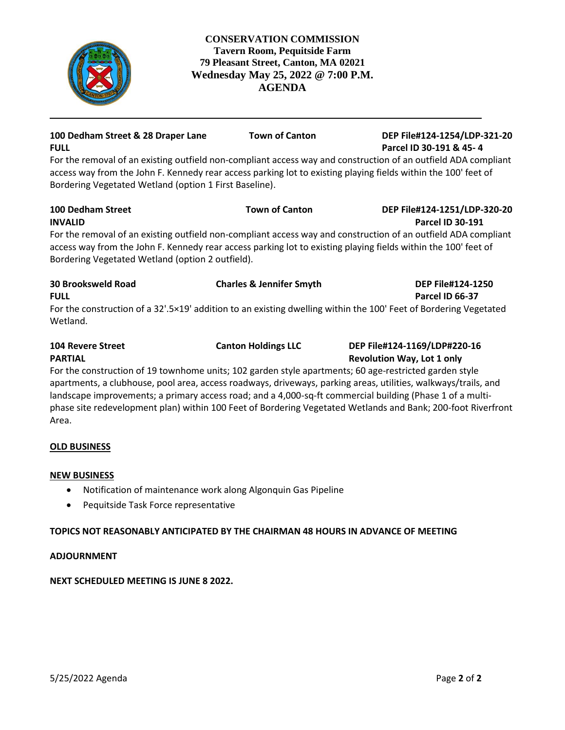**CONSERVATION COMMISSION**
**Tavern Room, Pequitside Farm**
**79 Pleasant Street, Canton, MA 02021**
**Wednesday May 25, 2022 @ 7:00 P.M.**
**AGENDA**

---

**100 Dedham Street & 28 Draper Lane** **Town of Canton** **DEP File#124-1254/LDP-321-20**
**FULL** **Parcel ID 30-191 & 45- 4**

For the removal of an existing outfield non-compliant access way and construction of an outfield ADA compliant access way from the John F. Kennedy rear access parking lot to existing playing fields within the 100' feet of Bordering Vegetated Wetland (option 1 First Baseline).

**100 Dedham Street** **Town of Canton** **DEP File#124-1251/LDP-320-20**
**INVALID** **Parcel ID 30-191**

For the removal of an existing outfield non-compliant access way and construction of an outfield ADA compliant access way from the John F. Kennedy rear access parking lot to existing playing fields within the 100' feet of Bordering Vegetated Wetland (option 2 outfield).

**30 Brooksweld Road** **Charles & Jennifer Smyth** **DEP File#124-1250**
**FULL** **Parcel ID 66-37**

For the construction of a 32'.5×19' addition to an existing dwelling within the 100' Feet of Bordering Vegetated Wetland.

**104 Revere Street** **Canton Holdings LLC** **DEP File#124-1169/LDP#220-16**
**PARTIAL** **Revolution Way, Lot 1 only**

For the construction of 19 townhome units; 102 garden style apartments; 60 age-restricted garden style apartments, a clubhouse, pool area, access roadways, driveways, parking areas, utilities, walkways/trails, and landscape improvements; a primary access road; and a 4,000-sq-ft commercial building (Phase 1 of a multi-phase site redevelopment plan) within 100 Feet of Bordering Vegetated Wetlands and Bank; 200-foot Riverfront Area.

**OLD BUSINESS**

**NEW BUSINESS**

- Notification of maintenance work along Algonquin Gas Pipeline
- Pequitside Task Force representative

**TOPICS NOT REASONABLY ANTICIPATED BY THE CHAIRMAN 48 HOURS IN ADVANCE OF MEETING**

**ADJOURNMENT**

**NEXT SCHEDULED MEETING IS JUNE 8 2022.**